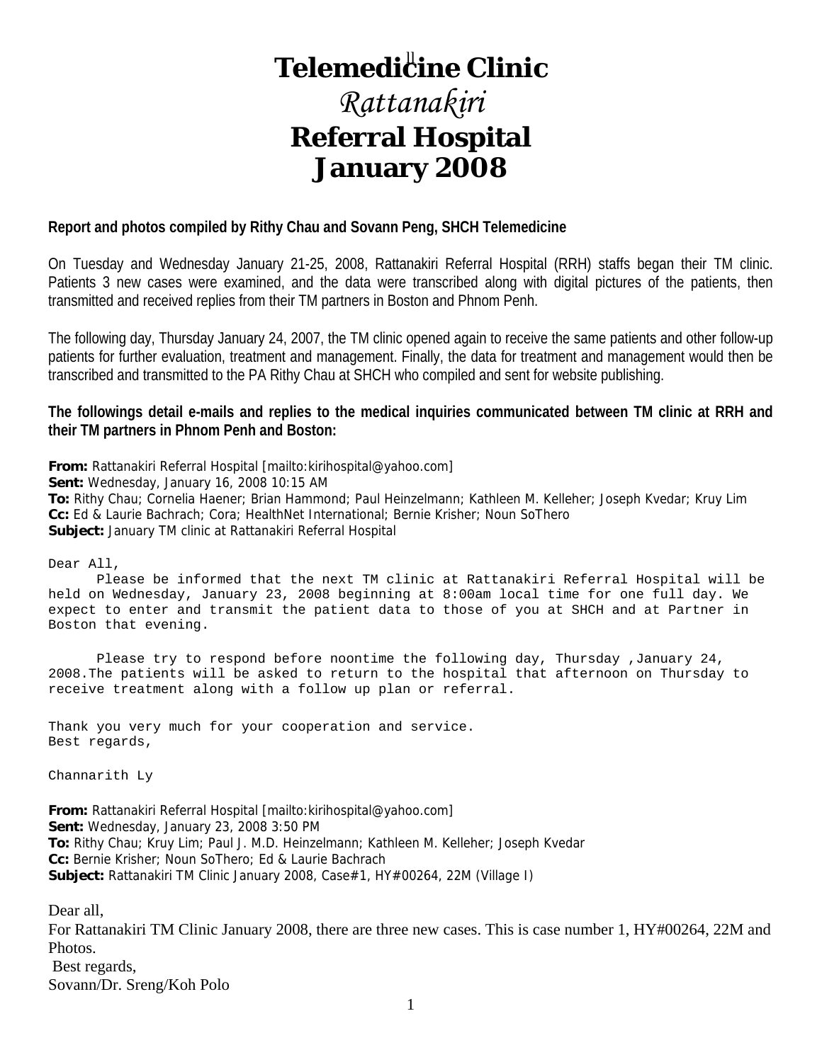# Telemedicine Clinic

# *Rattanakiri*

# Referral Hospital

# January 2008

**Report and photos compiled by Rithy Chau and Sovann Peng, SHCH Telemedicine**

On Tuesday and Wednesday January 21-25, 2008, Rattanakiri Referral Hospital (RRH) staffs began their TM clinic. Patients 3 new cases were examined, and the data were transcribed along with digital pictures of the patients, then transmitted and received replies from their TM partners in Boston and Phnom Penh.

The following day, Thursday January 24, 2007, the TM clinic opened again to receive the same patients and other follow-up patients for further evaluation, treatment and management. Finally, the data for treatment and management would then be transcribed and transmitted to the PA Rithy Chau at SHCH who compiled and sent for website publishing.

**The followings detail e-mails and replies to the medical inquiries communicated between TM clinic at RRH and their TM partners in Phnom Penh and Boston:**

**From:** Rattanakiri Referral Hospital [mailto:kirihospital@yahoo.com]
**Sent:** Wednesday, January 16, 2008 10:15 AM
**To:** Rithy Chau; Cornelia Haener; Brian Hammond; Paul Heinzelmann; Kathleen M. Kelleher; Joseph Kvedar; Kruy Lim
**Cc:** Ed & Laurie Bachrach; Cora; HealthNet International; Bernie Krisher; Noun SoThero
**Subject:** January TM clinic at Rattanakiri Referral Hospital

Dear All,

Please be informed that the next TM clinic at Rattanakiri Referral Hospital will be held on Wednesday, January 23, 2008 beginning at 8:00am local time for one full day. We expect to enter and transmit the patient data to those of you at SHCH and at Partner in Boston that evening.

Please try to respond before noontime the following day, Thursday ,January 24, 2008.The patients will be asked to return to the hospital that afternoon on Thursday to receive treatment along with a follow up plan or referral.

Thank you very much for your cooperation and service.
Best regards,

Channarith Ly

**From:** Rattanakiri Referral Hospital [mailto:kirihospital@yahoo.com]
**Sent:** Wednesday, January 23, 2008 3:50 PM
**To:** Rithy Chau; Kruy Lim; Paul J. M.D. Heinzelmann; Kathleen M. Kelleher; Joseph Kvedar
**Cc:** Bernie Krisher; Noun SoThero; Ed & Laurie Bachrach
**Subject:** Rattanakiri TM Clinic January 2008, Case#1, HY#00264, 22M (Village I)

Dear all,
For Rattanakiri TM Clinic January 2008, there are three new cases. This is case number 1, HY#00264, 22M and Photos.
Best regards,
Sovann/Dr. Sreng/Koh Polo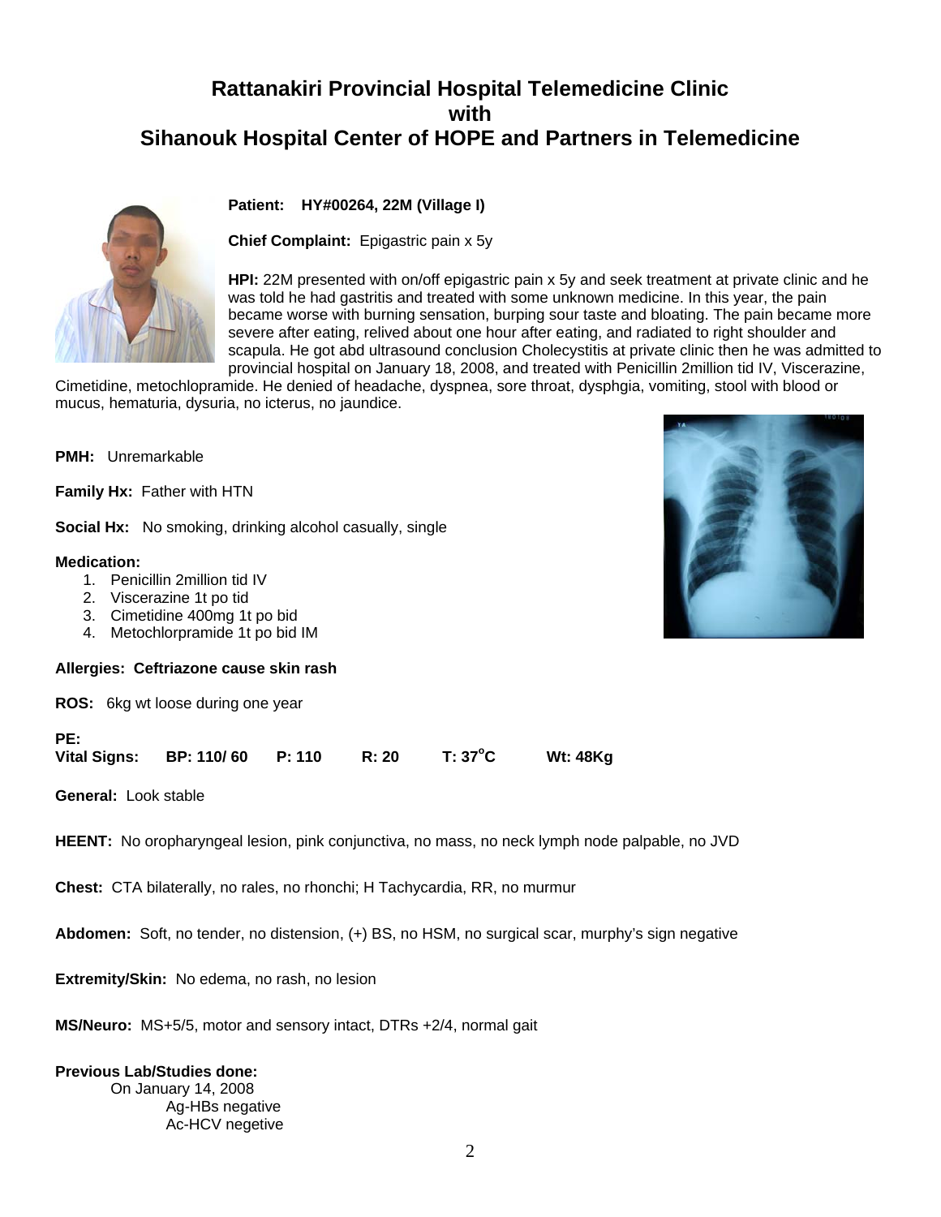# Rattanakiri Provincial Hospital Telemedicine Clinic with Sihanouk Hospital Center of HOPE and Partners in Telemedicine

**Patient: HY#00264, 22M (Village I)**

**Chief Complaint:** Epigastric pain x 5y

**HPI:** 22M presented with on/off epigastric pain x 5y and seek treatment at private clinic and he was told he had gastritis and treated with some unknown medicine. In this year, the pain became worse with burning sensation, burping sour taste and bloating. The pain became more severe after eating, relived about one hour after eating, and radiated to right shoulder and scapula. He got abd ultrasound conclusion Cholecystitis at private clinic then he was admitted to provincial hospital on January 18, 2008, and treated with Penicillin 2million tid IV, Viscerazine, Cimetidine, metochlopramide. He denied of headache, dyspnea, sore throat, dysphgia, vomiting, stool with blood or mucus, hematuria, dysuria, no icterus, no jaundice.

**PMH:** Unremarkable

**Family Hx:** Father with HTN

**Social Hx:** No smoking, drinking alcohol casually, single

**Medication:**

1. Penicillin 2million tid IV
2. Viscerazine 1t po tid
3. Cimetidine 400mg 1t po bid
4. Metochlorpramide 1t po bid IM

**Allergies: Ceftriazone cause skin rash**

**ROS:** 6kg wt loose during one year

**PE:**

**Vital Signs: BP: 110/ 60 P: 110 R: 20 T: 37°C Wt: 48Kg**

**General:** Look stable

**HEENT:** No oropharyngeal lesion, pink conjunctiva, no mass, no neck lymph node palpable, no JVD

**Chest:** CTA bilaterally, no rales, no rhonchi; H Tachycardia, RR, no murmur

**Abdomen:** Soft, no tender, no distension, (+) BS, no HSM, no surgical scar, murphy's sign negative

**Extremity/Skin:** No edema, no rash, no lesion

**MS/Neuro:** MS+5/5, motor and sensory intact, DTRs +2/4, normal gait

**Previous Lab/Studies done:**

On January 14, 2008

Ag-HBs negative

Ac-HCV negetive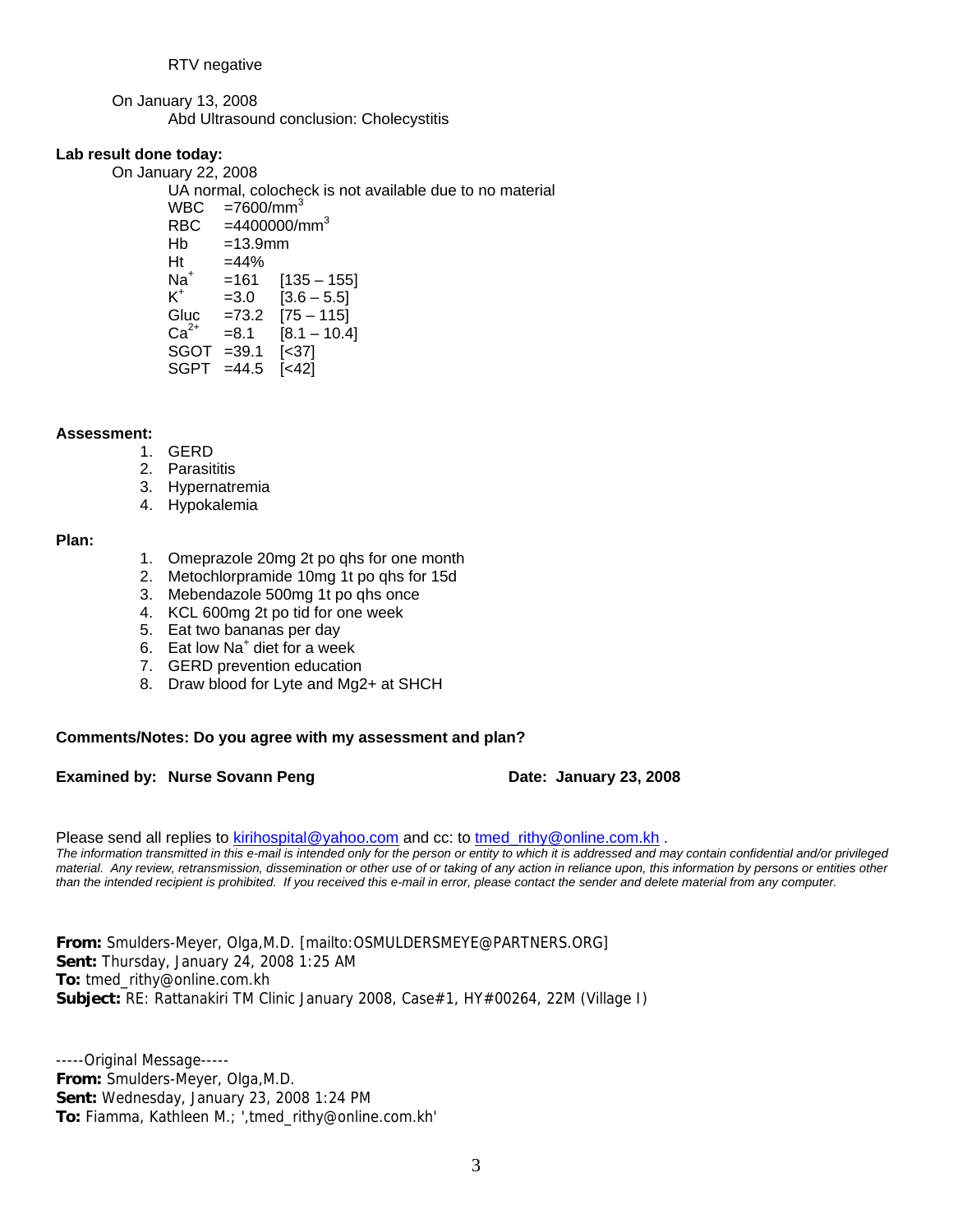RTV negative

On January 13, 2008

Abd Ultrasound conclusion: Cholecystitis

**Lab result done today:**

On January 22, 2008

UA normal, colocheck is not available due to no material

| | | |
|---|---|---|
| WBC | $=7600/mm^3$ | |
| RBC | $=4400000/mm^3$ | |
| Hb | =13.9mm | |
| Ht | =44% | |
| $Na^+$ | =161 | [135 – 155] |
| $K^+$ | =3.0 | [3.6 – 5.5] |
| Gluc | =73.2 | [75 – 115] |
| $Ca^{2+}$ | =8.1 | [8.1 – 10.4] |
| SGOT | =39.1 | [<37] |
| SGPT | =44.5 | [<42] |

**Assessment:**

1. GERD
2. Parasititis
3. Hypernatremia
4. Hypokalemia

**Plan:**

1. Omeprazole 20mg 2t po qhs for one month
2. Metochlorpramide 10mg 1t po qhs for 15d
3. Mebendazole 500mg 1t po qhs once
4. KCL 600mg 2t po tid for one week
5. Eat two bananas per day
6. Eat low $Na^+$ diet for a week
7. GERD prevention education
8. Draw blood for Lyte and Mg2+ at SHCH

**Comments/Notes: Do you agree with my assessment and plan?**

**Examined by: Nurse Sovann Peng** **Date: January 23, 2008**

Please send all replies to kirihospital@yahoo.com and cc: to tmed_rithy@online.com.kh .

*The information transmitted in this e-mail is intended only for the person or entity to which it is addressed and may contain confidential and/or privileged material. Any review, retransmission, dissemination or other use of or taking of any action in reliance upon, this information by persons or entities other than the intended recipient is prohibited. If you received this e-mail in error, please contact the sender and delete material from any computer.*

**From:** Smulders-Meyer, Olga,M.D. [mailto:OSMULDERSMEYE@PARTNERS.ORG]
**Sent:** Thursday, January 24, 2008 1:25 AM
**To:** tmed_rithy@online.com.kh
**Subject:** RE: Rattanakiri TM Clinic January 2008, Case#1, HY#00264, 22M (Village I)

-----Original Message-----
**From:** Smulders-Meyer, Olga,M.D.
**Sent:** Wednesday, January 23, 2008 1:24 PM
**To:** Fiamma, Kathleen M.; ',tmed_rithy@online.com.kh'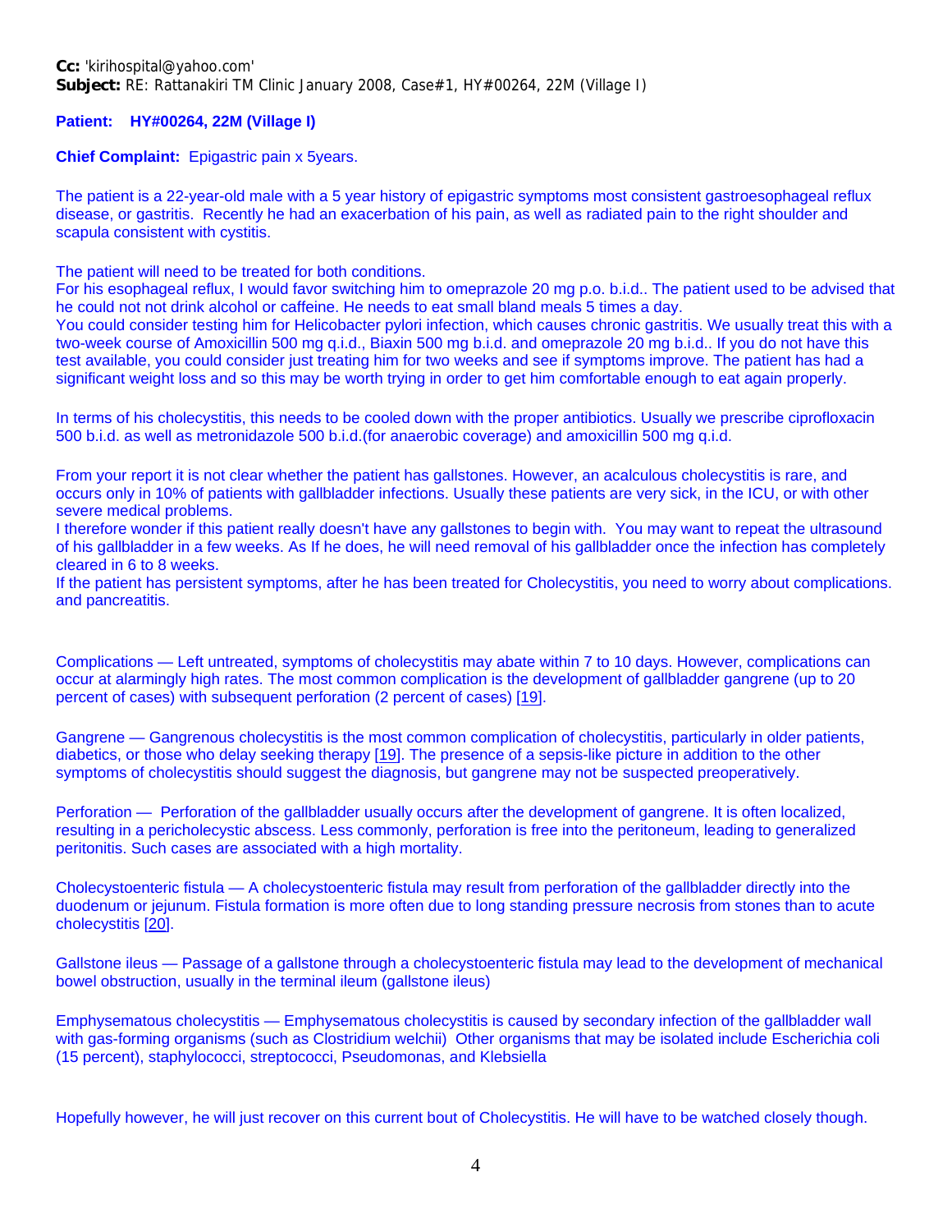**Cc:** 'kirihospital@yahoo.com'
**Subject:** RE: Rattanakiri TM Clinic January 2008, Case#1, HY#00264, 22M (Village I)

**Patient: HY#00264, 22M (Village I)**

**Chief Complaint:** Epigastric pain x 5years.

The patient is a 22-year-old male with a 5 year history of epigastric symptoms most consistent gastroesophageal reflux disease, or gastritis. Recently he had an exacerbation of his pain, as well as radiated pain to the right shoulder and scapula consistent with cystitis.

The patient will need to be treated for both conditions.
For his esophageal reflux, I would favor switching him to omeprazole 20 mg p.o. b.i.d.. The patient used to be advised that he could not not drink alcohol or caffeine. He needs to eat small bland meals 5 times a day.
You could consider testing him for Helicobacter pylori infection, which causes chronic gastritis. We usually treat this with a two-week course of Amoxicillin 500 mg q.i.d., Biaxin 500 mg b.i.d. and omeprazole 20 mg b.i.d.. If you do not have this test available, you could consider just treating him for two weeks and see if symptoms improve. The patient has had a significant weight loss and so this may be worth trying in order to get him comfortable enough to eat again properly.

In terms of his cholecystitis, this needs to be cooled down with the proper antibiotics. Usually we prescribe ciprofloxacin 500 b.i.d. as well as metronidazole 500 b.i.d.(for anaerobic coverage) and amoxicillin 500 mg q.i.d.

From your report it is not clear whether the patient has gallstones. However, an acalculous cholecystitis is rare, and occurs only in 10% of patients with gallbladder infections. Usually these patients are very sick, in the ICU, or with other severe medical problems.
I therefore wonder if this patient really doesn't have any gallstones to begin with. You may want to repeat the ultrasound of his gallbladder in a few weeks. As If he does, he will need removal of his gallbladder once the infection has completely cleared in 6 to 8 weeks.
If the patient has persistent symptoms, after he has been treated for Cholecystitis, you need to worry about complications. and pancreatitis.

Complications — Left untreated, symptoms of cholecystitis may abate within 7 to 10 days. However, complications can occur at alarmingly high rates. The most common complication is the development of gallbladder gangrene (up to 20 percent of cases) with subsequent perforation (2 percent of cases) [19].

Gangrene — Gangrenous cholecystitis is the most common complication of cholecystitis, particularly in older patients, diabetics, or those who delay seeking therapy [19]. The presence of a sepsis-like picture in addition to the other symptoms of cholecystitis should suggest the diagnosis, but gangrene may not be suspected preoperatively.

Perforation — Perforation of the gallbladder usually occurs after the development of gangrene. It is often localized, resulting in a pericholecystic abscess. Less commonly, perforation is free into the peritoneum, leading to generalized peritonitis. Such cases are associated with a high mortality.

Cholecystoenteric fistula — A cholecystoenteric fistula may result from perforation of the gallbladder directly into the duodenum or jejunum. Fistula formation is more often due to long standing pressure necrosis from stones than to acute cholecystitis [20].

Gallstone ileus — Passage of a gallstone through a cholecystoenteric fistula may lead to the development of mechanical bowel obstruction, usually in the terminal ileum (gallstone ileus)

Emphysematous cholecystitis — Emphysematous cholecystitis is caused by secondary infection of the gallbladder wall with gas-forming organisms (such as Clostridium welchii) Other organisms that may be isolated include Escherichia coli (15 percent), staphylococci, streptococci, Pseudomonas, and Klebsiella

Hopefully however, he will just recover on this current bout of Cholecystitis. He will have to be watched closely though.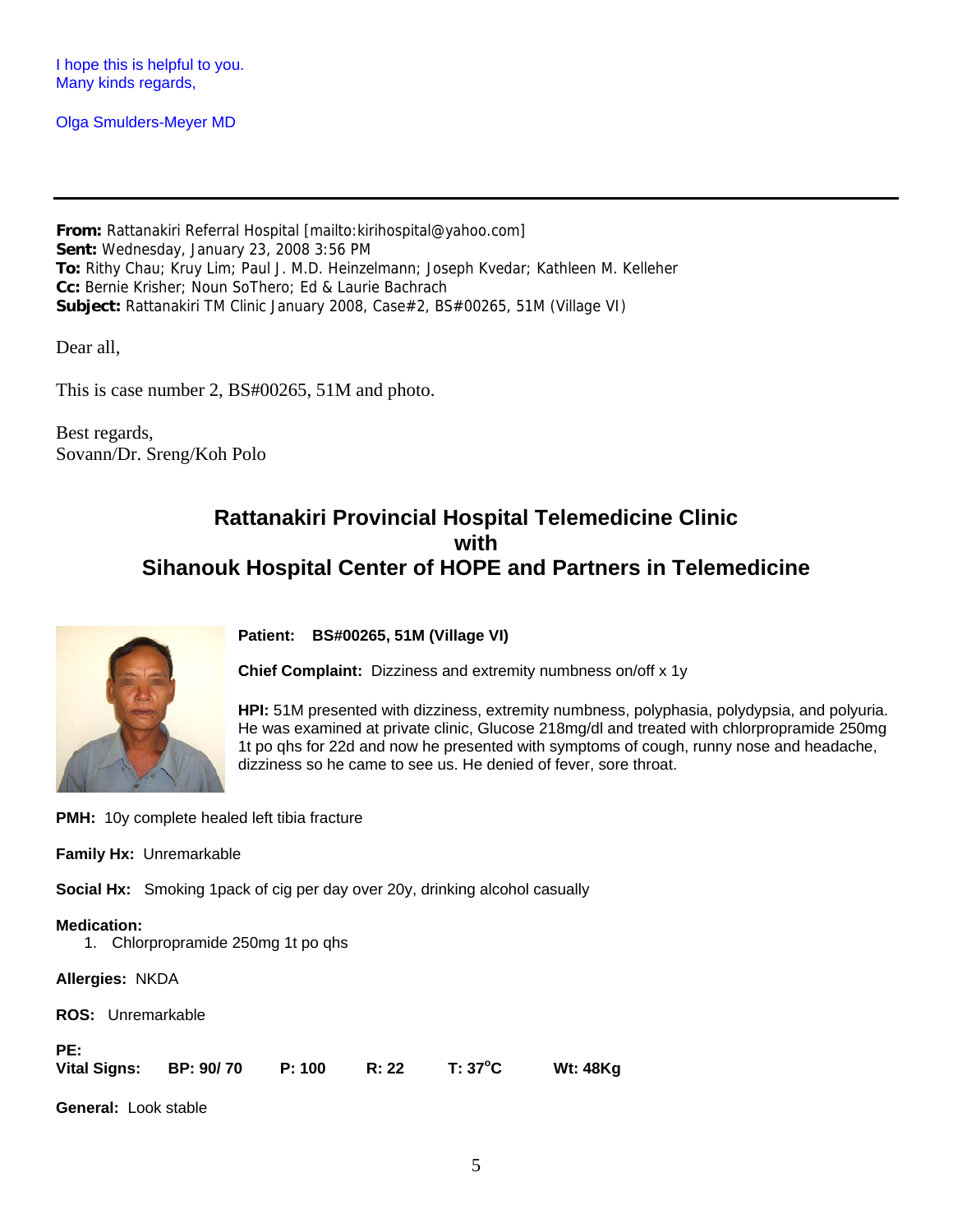I hope this is helpful to you.
Many kinds regards,

Olga Smulders-Meyer MD

---

**From:** Rattanakiri Referral Hospital [mailto:kirihospital@yahoo.com]
**Sent:** Wednesday, January 23, 2008 3:56 PM
**To:** Rithy Chau; Kruy Lim; Paul J. M.D. Heinzelmann; Joseph Kvedar; Kathleen M. Kelleher
**Cc:** Bernie Krisher; Noun SoThero; Ed & Laurie Bachrach
**Subject:** Rattanakiri TM Clinic January 2008, Case#2, BS#00265, 51M (Village VI)

Dear all,

This is case number 2, BS#00265, 51M and photo.

Best regards,
Sovann/Dr. Sreng/Koh Polo

## Rattanakiri Provincial Hospital Telemedicine Clinic with Sihanouk Hospital Center of HOPE and Partners in Telemedicine

**Patient: BS#00265, 51M (Village VI)**

**Chief Complaint:** Dizziness and extremity numbness on/off x 1y

**HPI:** 51M presented with dizziness, extremity numbness, polyphasia, polydypsia, and polyuria. He was examined at private clinic, Glucose 218mg/dl and treated with chlorpropramide 250mg 1t po qhs for 22d and now he presented with symptoms of cough, runny nose and headache, dizziness so he came to see us. He denied of fever, sore throat.

**PMH:** 10y complete healed left tibia fracture

**Family Hx:** Unremarkable

**Social Hx:** Smoking 1pack of cig per day over 20y, drinking alcohol casually

**Medication:**

1. Chlorpropramide 250mg 1t po qhs

**Allergies:** NKDA

**ROS:** Unremarkable

**PE:**
**Vital Signs: BP: 90/ 70 P: 100 R: 22 T: 37°C Wt: 48Kg**

**General:** Look stable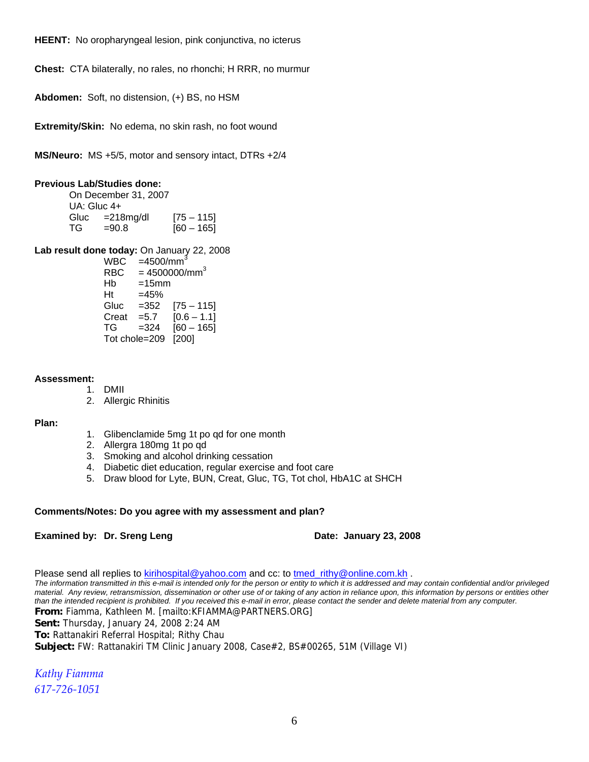**HEENT:** No oropharyngeal lesion, pink conjunctiva, no icterus

**Chest:** CTA bilaterally, no rales, no rhonchi; H RRR, no murmur

**Abdomen:** Soft, no distension, (+) BS, no HSM

**Extremity/Skin:** No edema, no skin rash, no foot wound

**MS/Neuro:** MS +5/5, motor and sensory intact, DTRs +2/4

**Previous Lab/Studies done:**

On December 31, 2007

UA: Gluc 4+

| | | |
|---|---|---|
| Gluc | =218mg/dl | [75 – 115] |
| TG | =90.8 | [60 – 165] |

**Lab result done today:** On January 22, 2008

| | | |
|---|---|---|
| WBC | =4500/mm$^3$ | |
| RBC | = 4500000/mm$^3$ | |
| Hb | =15mm | |
| Ht | =45% | |
| Gluc | =352 | [75 – 115] |
| Creat | =5.7 | [0.6 – 1.1] |
| TG | =324 | [60 – 165] |
| Tot chole | =209 | [200] |

**Assessment:**

1. DMII
2. Allergic Rhinitis

**Plan:**

1. Glibenclamide 5mg 1t po qd for one month
2. Allergra 180mg 1t po qd
3. Smoking and alcohol drinking cessation
4. Diabetic diet education, regular exercise and foot care
5. Draw blood for Lyte, BUN, Creat, Gluc, TG, Tot chol, HbA1C at SHCH

**Comments/Notes: Do you agree with my assessment and plan?**

**Examined by: Dr. Sreng Leng** **Date: January 23, 2008**

Please send all replies to kirihospital@yahoo.com and cc: to tmed_rithy@online.com.kh .

*The information transmitted in this e-mail is intended only for the person or entity to which it is addressed and may contain confidential and/or privileged material. Any review, retransmission, dissemination or other use of or taking of any action in reliance upon, this information by persons or entities other than the intended recipient is prohibited. If you received this e-mail in error, please contact the sender and delete material from any computer.*

**From:** Fiamma, Kathleen M. [mailto:KFIAMMA@PARTNERS.ORG]
**Sent:** Thursday, January 24, 2008 2:24 AM
**To:** Rattanakiri Referral Hospital; Rithy Chau
**Subject:** FW: Rattanakiri TM Clinic January 2008, Case#2, BS#00265, 51M (Village VI)

*Kathy Fiamma*
*617-726-1051*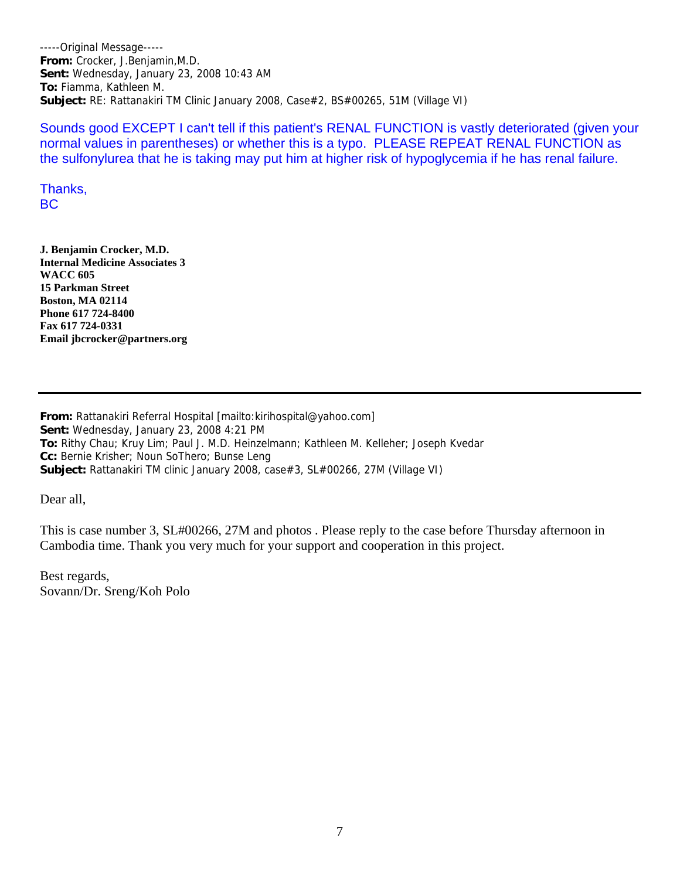-----Original Message-----
**From:** Crocker, J.Benjamin,M.D.
**Sent:** Wednesday, January 23, 2008 10:43 AM
**To:** Fiamma, Kathleen M.
**Subject:** RE: Rattanakiri TM Clinic January 2008, Case#2, BS#00265, 51M (Village VI)

Sounds good EXCEPT I can't tell if this patient's RENAL FUNCTION is vastly deteriorated (given your normal values in parentheses) or whether this is a typo. PLEASE REPEAT RENAL FUNCTION as the sulfonylurea that he is taking may put him at higher risk of hypoglycemia if he has renal failure.

Thanks,
BC

**J. Benjamin Crocker, M.D.**
**Internal Medicine Associates 3**
**WACC 605**
**15 Parkman Street**
**Boston, MA 02114**
**Phone 617 724-8400**
**Fax 617 724-0331**
**Email jbcrocker@partners.org**

---

**From:** Rattanakiri Referral Hospital [mailto:kirihospital@yahoo.com]
**Sent:** Wednesday, January 23, 2008 4:21 PM
**To:** Rithy Chau; Kruy Lim; Paul J. M.D. Heinzelmann; Kathleen M. Kelleher; Joseph Kvedar
**Cc:** Bernie Krisher; Noun SoThero; Bunse Leng
**Subject:** Rattanakiri TM clinic January 2008, case#3, SL#00266, 27M (Village VI)

Dear all,

This is case number 3, SL#00266, 27M and photos . Please reply to the case before Thursday afternoon in Cambodia time. Thank you very much for your support and cooperation in this project.

Best regards,
Sovann/Dr. Sreng/Koh Polo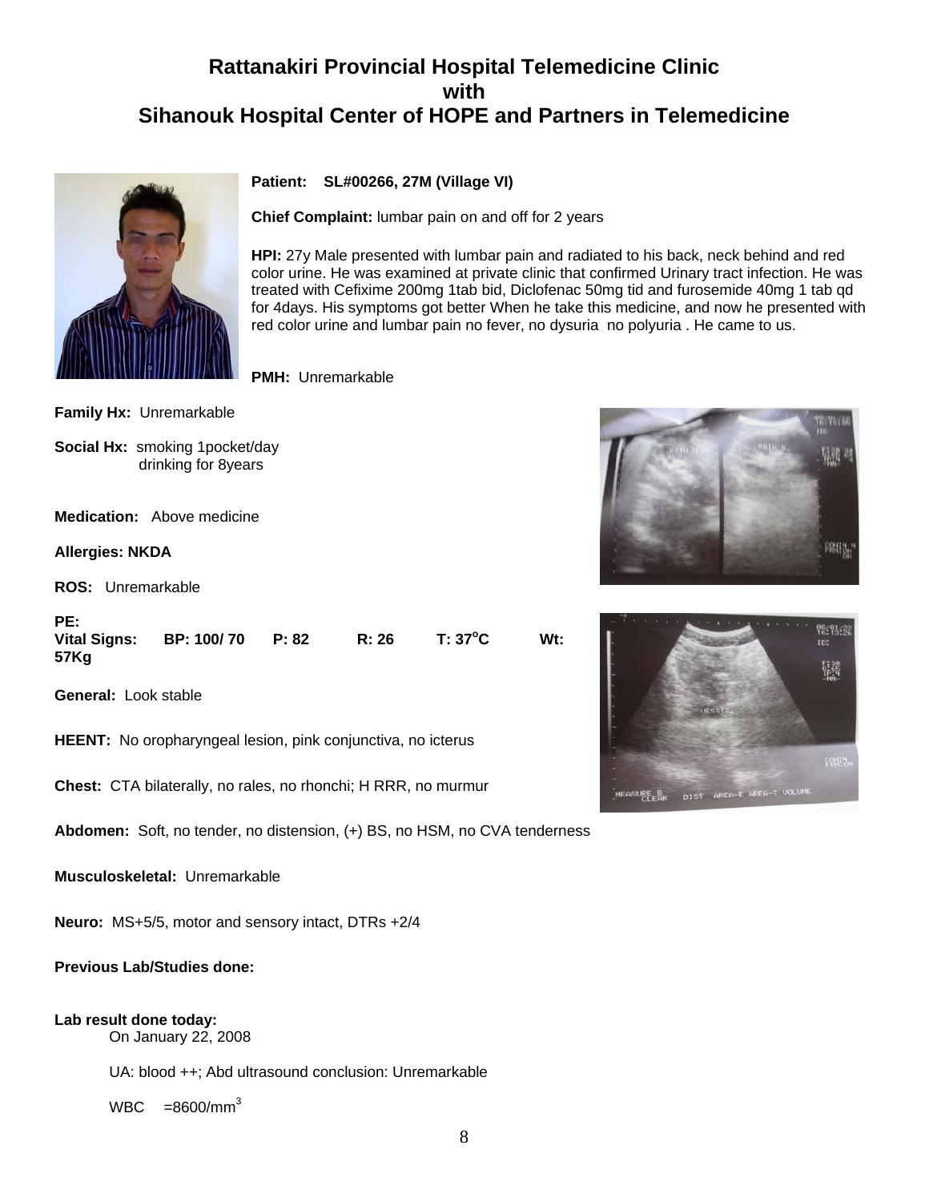# Rattanakiri Provincial Hospital Telemedicine Clinic with Sihanouk Hospital Center of HOPE and Partners in Telemedicine

**Patient:** SL#00266, 27M (Village VI)

**Chief Complaint:** lumbar pain on and off for 2 years

**HPI:** 27y Male presented with lumbar pain and radiated to his back, neck behind and red color urine. He was examined at private clinic that confirmed Urinary tract infection. He was treated with Cefixime 200mg 1tab bid, Diclofenac 50mg tid and furosemide 40mg 1 tab qd for 4days. His symptoms got better When he take this medicine, and now he presented with red color urine and lumbar pain no fever, no dysuria no polyuria . He came to us.

**PMH:** Unremarkable

**Family Hx:** Unremarkable

**Social Hx:** smoking 1pocket/day
drinking for 8years

**Medication:** Above medicine

**Allergies: NKDA**

**ROS:** Unremarkable

**PE:**
**Vital Signs:** **BP: 100/ 70** **P: 82** **R: 26** **T: 37$^{o}$C** **Wt: 57Kg**

**General:** Look stable

**HEENT:** No oropharyngeal lesion, pink conjunctiva, no icterus

**Chest:** CTA bilaterally, no rales, no rhonchi; H RRR, no murmur

**Abdomen:** Soft, no tender, no distension, (+) BS, no HSM, no CVA tenderness

**Musculoskeletal:** Unremarkable

**Neuro:** MS+5/5, motor and sensory intact, DTRs +2/4

**Previous Lab/Studies done:**

**Lab result done today:**
On January 22, 2008

UA: blood ++; Abd ultrasound conclusion: Unremarkable

WBC =8600/mm$^{3}$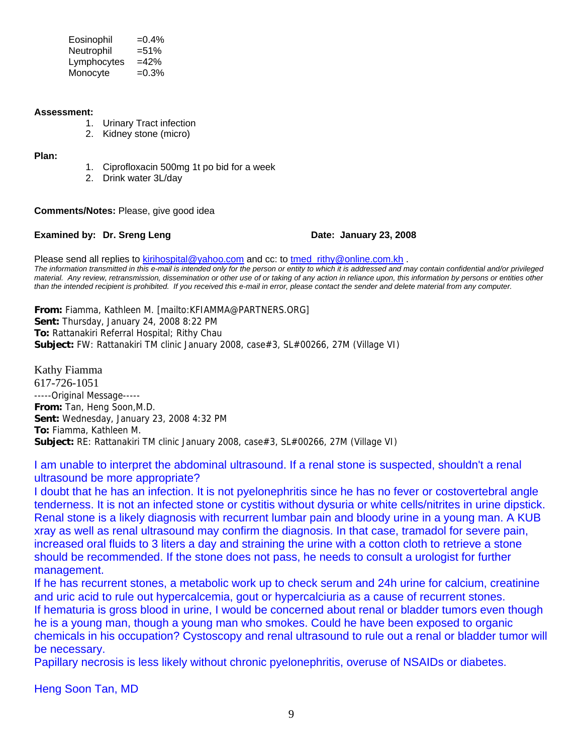| | |
|---|---|
| Eosinophil | =0.4% |
| Neutrophil | =51% |
| Lymphocytes | =42% |
| Monocyte | =0.3% |

**Assessment:**

1. Urinary Tract infection
2. Kidney stone (micro)

**Plan:**

1. Ciprofloxacin 500mg 1t po bid for a week
2. Drink water 3L/day

**Comments/Notes:** Please, give good idea

**Examined by: Dr. Sreng Leng** **Date: January 23, 2008**

Please send all replies to kirihospital@yahoo.com and cc: to tmed_rithy@online.com.kh .
*The information transmitted in this e-mail is intended only for the person or entity to which it is addressed and may contain confidential and/or privileged material. Any review, retransmission, dissemination or other use of or taking of any action in reliance upon, this information by persons or entities other than the intended recipient is prohibited. If you received this e-mail in error, please contact the sender and delete material from any computer.*

**From:** Fiamma, Kathleen M. [mailto:KFIAMMA@PARTNERS.ORG]
**Sent:** Thursday, January 24, 2008 8:22 PM
**To:** Rattanakiri Referral Hospital; Rithy Chau
**Subject:** FW: Rattanakiri TM clinic January 2008, case#3, SL#00266, 27M (Village VI)

Kathy Fiamma
617-726-1051
-----Original Message-----
**From:** Tan, Heng Soon,M.D.
**Sent:** Wednesday, January 23, 2008 4:32 PM
**To:** Fiamma, Kathleen M.
**Subject:** RE: Rattanakiri TM clinic January 2008, case#3, SL#00266, 27M (Village VI)

I am unable to interpret the abdominal ultrasound. If a renal stone is suspected, shouldn't a renal ultrasound be more appropriate?
I doubt that he has an infection. It is not pyelonephritis since he has no fever or costovertebral angle tenderness. It is not an infected stone or cystitis without dysuria or white cells/nitrites in urine dipstick. Renal stone is a likely diagnosis with recurrent lumbar pain and bloody urine in a young man. A KUB xray as well as renal ultrasound may confirm the diagnosis. In that case, tramadol for severe pain, increased oral fluids to 3 liters a day and straining the urine with a cotton cloth to retrieve a stone should be recommended. If the stone does not pass, he needs to consult a urologist for further management.
If he has recurrent stones, a metabolic work up to check serum and 24h urine for calcium, creatinine and uric acid to rule out hypercalcemia, gout or hypercalciuria as a cause of recurrent stones.
If hematuria is gross blood in urine, I would be concerned about renal or bladder tumors even though he is a young man, though a young man who smokes. Could he have been exposed to organic chemicals in his occupation? Cystoscopy and renal ultrasound to rule out a renal or bladder tumor will be necessary.
Papillary necrosis is less likely without chronic pyelonephritis, overuse of NSAIDs or diabetes.

Heng Soon Tan, MD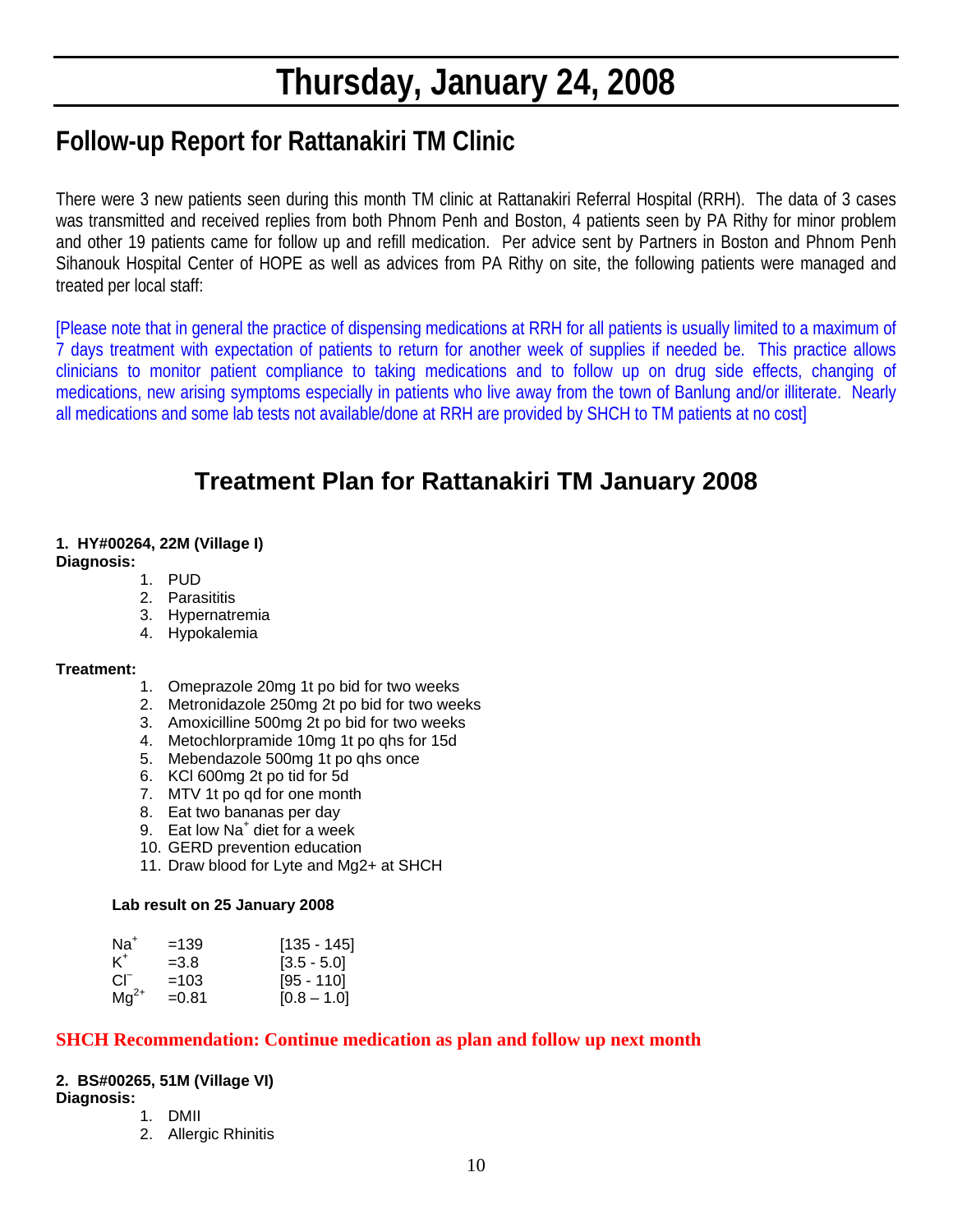# Thursday, January 24, 2008

## Follow-up Report for Rattanakiri TM Clinic

There were 3 new patients seen during this month TM clinic at Rattanakiri Referral Hospital (RRH). The data of 3 cases was transmitted and received replies from both Phnom Penh and Boston, 4 patients seen by PA Rithy for minor problem and other 19 patients came for follow up and refill medication. Per advice sent by Partners in Boston and Phnom Penh Sihanouk Hospital Center of HOPE as well as advices from PA Rithy on site, the following patients were managed and treated per local staff:

[Please note that in general the practice of dispensing medications at RRH for all patients is usually limited to a maximum of 7 days treatment with expectation of patients to return for another week of supplies if needed be. This practice allows clinicians to monitor patient compliance to taking medications and to follow up on drug side effects, changing of medications, new arising symptoms especially in patients who live away from the town of Banlung and/or illiterate. Nearly all medications and some lab tests not available/done at RRH are provided by SHCH to TM patients at no cost]

## Treatment Plan for Rattanakiri TM January 2008

**1. HY#00264, 22M (Village I)**

**Diagnosis:**

1. PUD
2. Parasititis
3. Hypernatremia
4. Hypokalemia

**Treatment:**

1. Omeprazole 20mg 1t po bid for two weeks
2. Metronidazole 250mg 2t po bid for two weeks
3. Amoxicilline 500mg 2t po bid for two weeks
4. Metochlorpramide 10mg 1t po qhs for 15d
5. Mebendazole 500mg 1t po qhs once
6. KCl 600mg 2t po tid for 5d
7. MTV 1t po qd for one month
8. Eat two bananas per day
9. Eat low $Na^+$ diet for a week
10. GERD prevention education
11. Draw blood for Lyte and Mg2+ at SHCH

**Lab result on 25 January 2008**

| | | |
|---|---|---|
| $Na^+$ | =139 | [135 - 145] |
| $K^+$ | =3.8 | [3.5 - 5.0] |
| $Cl^-$ | =103 | [95 - 110] |
| $Mg^{2+}$ | =0.81 | [0.8 – 1.0] |

**SHCH Recommendation: Continue medication as plan and follow up next month**

**2. BS#00265, 51M (Village VI)**

**Diagnosis:**

1. DMII
2. Allergic Rhinitis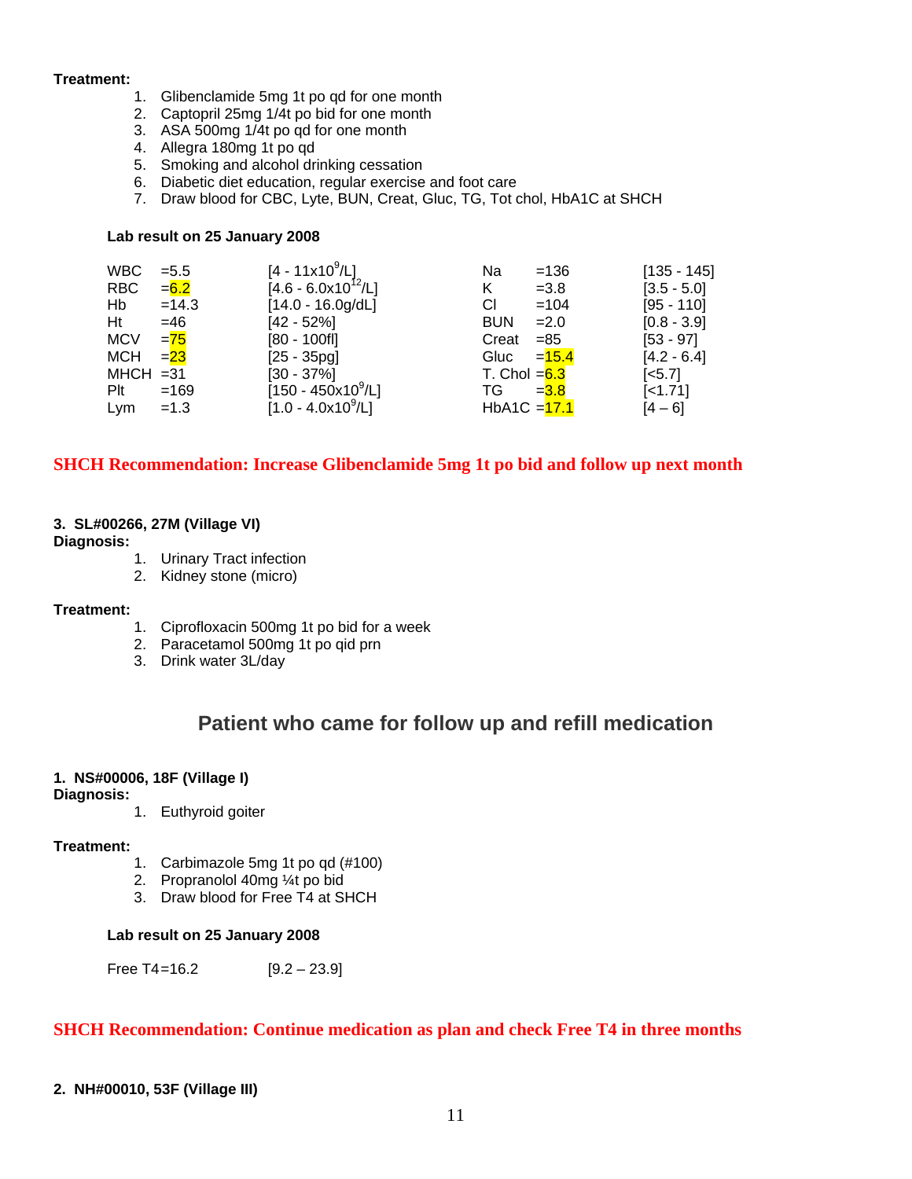**Treatment:**

1. Glibenclamide 5mg 1t po qd for one month
2. Captopril 25mg 1/4t po bid for one month
3. ASA 500mg 1/4t po qd for one month
4. Allegra 180mg 1t po qd
5. Smoking and alcohol drinking cessation
6. Diabetic diet education, regular exercise and foot care
7. Draw blood for CBC, Lyte, BUN, Creat, Gluc, TG, Tot chol, HbA1C at SHCH

**Lab result on 25 January 2008**

| Test | Result | Reference | Test | Result | Reference |
|---|---|---|---|---|---|
| WBC | =5.5 | [4 - 11x10$^9$/L] | Na | =136 | [135 - 145] |
| RBC | =6.2 | [4.6 - 6.0x10$^{12}$/L] | K | =3.8 | [3.5 - 5.0] |
| Hb | =14.3 | [14.0 - 16.0g/dL] | Cl | =104 | [95 - 110] |
| Ht | =46 | [42 - 52%] | BUN | =2.0 | [0.8 - 3.9] |
| MCV | =75 | [80 - 100fl] | Creat | =85 | [53 - 97] |
| MCH | =23 | [25 - 35pg] | Gluc | =15.4 | [4.2 - 6.4] |
| MHCH | =31 | [30 - 37%] | T. Chol | =6.3 | [<5.7] |
| Plt | =169 | [150 - 450x10$^9$/L] | TG | =3.8 | [<1.71] |
| Lym | =1.3 | [1.0 - 4.0x10$^9$/L] | HbA1C | =17.1 | [4 – 6] |

**SHCH Recommendation: Increase Glibenclamide 5mg 1t po bid and follow up next month**

**3. SL#00266, 27M (Village VI)**

**Diagnosis:**

1. Urinary Tract infection
2. Kidney stone (micro)

**Treatment:**

1. Ciprofloxacin 500mg 1t po bid for a week
2. Paracetamol 500mg 1t po qid prn
3. Drink water 3L/day

## Patient who came for follow up and refill medication

**1. NS#00006, 18F (Village I)**

**Diagnosis:**

1. Euthyroid goiter

**Treatment:**

1. Carbimazole 5mg 1t po qd (#100)
2. Propranolol 40mg ¼t po bid
3. Draw blood for Free T4 at SHCH

**Lab result on 25 January 2008**

Free T4=16.2 [9.2 – 23.9]

**SHCH Recommendation: Continue medication as plan and check Free T4 in three months**

**2. NH#00010, 53F (Village III)**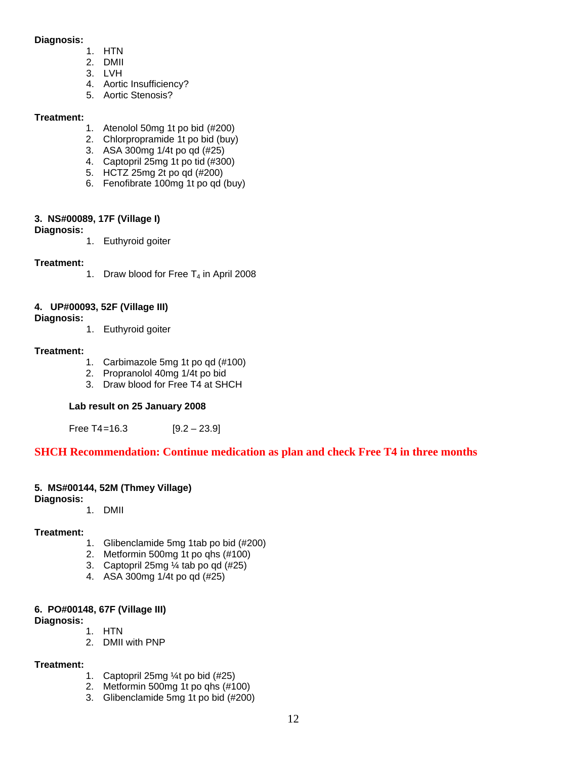**Diagnosis:**

1. HTN
2. DMII
3. LVH
4. Aortic Insufficiency?
5. Aortic Stenosis?

**Treatment:**

1. Atenolol 50mg 1t po bid (#200)
2. Chlorpropramide 1t po bid (buy)
3. ASA 300mg 1/4t po qd (#25)
4. Captopril 25mg 1t po tid (#300)
5. HCTZ 25mg 2t po qd (#200)
6. Fenofibrate 100mg 1t po qd (buy)

**3. NS#00089, 17F (Village I)**

**Diagnosis:**

1. Euthyroid goiter

**Treatment:**

1. Draw blood for Free $T_4$ in April 2008

**4. UP#00093, 52F (Village III)**

**Diagnosis:**

1. Euthyroid goiter

**Treatment:**

1. Carbimazole 5mg 1t po qd (#100)
2. Propranolol 40mg 1/4t po bid
3. Draw blood for Free T4 at SHCH

**Lab result on 25 January 2008**

Free T4=16.3 [9.2 – 23.9]

**SHCH Recommendation: Continue medication as plan and check Free T4 in three months**

**5. MS#00144, 52M (Thmey Village)**

**Diagnosis:**

1. DMII

**Treatment:**

1. Glibenclamide 5mg 1tab po bid (#200)
2. Metformin 500mg 1t po qhs (#100)
3. Captopril 25mg ¼ tab po qd (#25)
4. ASA 300mg 1/4t po qd (#25)

**6. PO#00148, 67F (Village III)**

**Diagnosis:**

1. HTN
2. DMII with PNP

**Treatment:**

1. Captopril 25mg ¼t po bid (#25)
2. Metformin 500mg 1t po qhs (#100)
3. Glibenclamide 5mg 1t po bid (#200)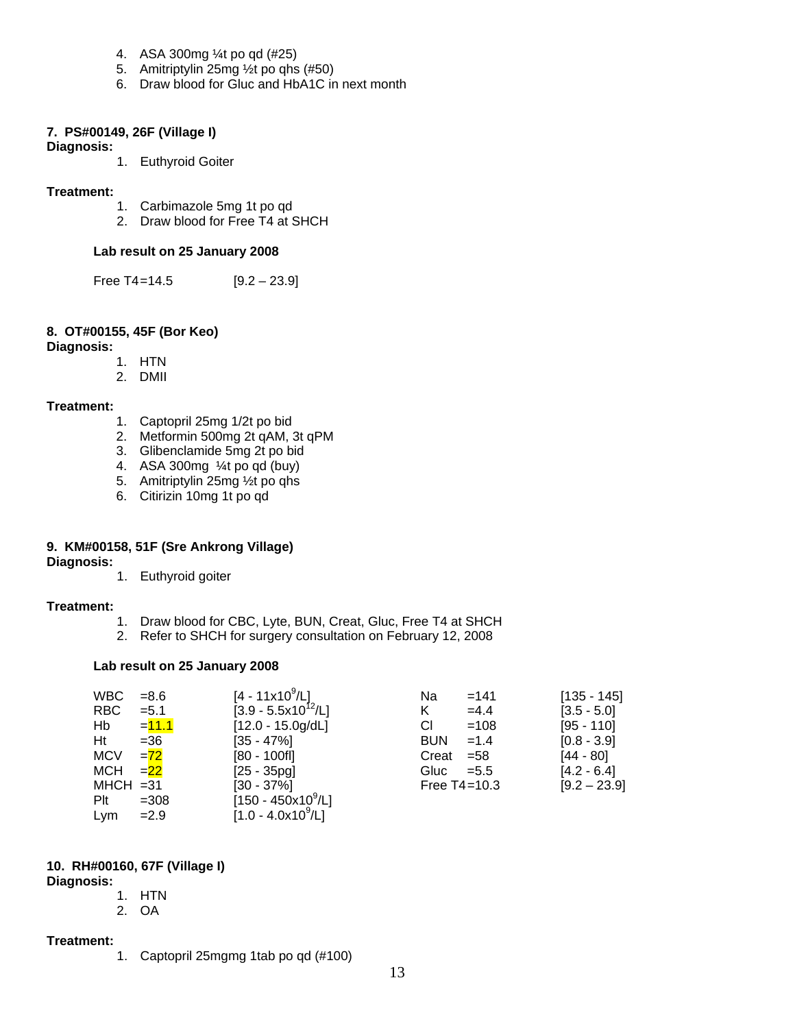4. ASA 300mg ¼t po qd (#25)
5. Amitriptylin 25mg ½t po qhs (#50)
6. Draw blood for Gluc and HbA1C in next month

**7. PS#00149, 26F (Village I)**

**Diagnosis:**

1. Euthyroid Goiter

**Treatment:**

1. Carbimazole 5mg 1t po qd
2. Draw blood for Free T4 at SHCH

**Lab result on 25 January 2008**

| | |
|---|---|
| Free T4=14.5 | [9.2 – 23.9] |

**8. OT#00155, 45F (Bor Keo)**

**Diagnosis:**

1. HTN
2. DMII

**Treatment:**

1. Captopril 25mg 1/2t po bid
2. Metformin 500mg 2t qAM, 3t qPM
3. Glibenclamide 5mg 2t po bid
4. ASA 300mg ¼t po qd (buy)
5. Amitriptylin 25mg ½t po qhs
6. Citirizin 10mg 1t po qd

**9. KM#00158, 51F (Sre Ankrong Village)**

**Diagnosis:**

1. Euthyroid goiter

**Treatment:**

1. Draw blood for CBC, Lyte, BUN, Creat, Gluc, Free T4 at SHCH
2. Refer to SHCH for surgery consultation on February 12, 2008

**Lab result on 25 January 2008**

| | | | | | |
|---|---|---|---|---|---|
| WBC | =8.6 | [4 - 11x10$^9$/L] | Na | =141 | [135 - 145] |
| RBC | =5.1 | [3.9 - 5.5x10$^{12}$/L] | K | =4.4 | [3.5 - 5.0] |
| Hb | =11.1 | [12.0 - 15.0g/dL] | Cl | =108 | [95 - 110] |
| Ht | =36 | [35 - 47%] | BUN | =1.4 | [0.8 - 3.9] |
| MCV | =72 | [80 - 100fl] | Creat | =58 | [44 - 80] |
| MCH | =22 | [25 - 35pg] | Gluc | =5.5 | [4.2 - 6.4] |
| MHCH | =31 | [30 - 37%] | Free T4 | =10.3 | [9.2 – 23.9] |
| Plt | =308 | [150 - 450x10$^9$/L] | | | |
| Lym | =2.9 | [1.0 - 4.0x10$^9$/L] | | | |

**10. RH#00160, 67F (Village I)**

**Diagnosis:**

1. HTN
2. OA

**Treatment:**

1. Captopril 25mgmg 1tab po qd (#100)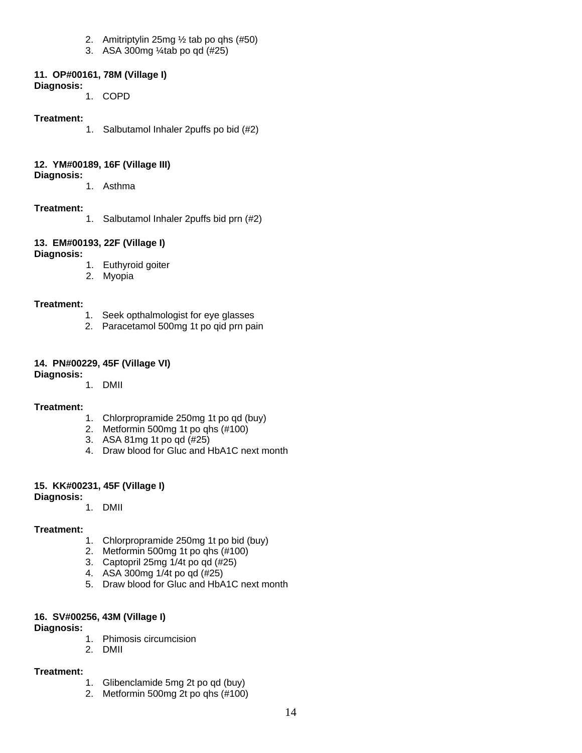2. Amitriptylin 25mg ½ tab po qhs (#50)
3. ASA 300mg ¼tab po qd (#25)

**11. OP#00161, 78M (Village I)**

**Diagnosis:**

1. COPD

**Treatment:**

1. Salbutamol Inhaler 2puffs po bid (#2)

**12. YM#00189, 16F (Village III)**

**Diagnosis:**

1. Asthma

**Treatment:**

1. Salbutamol Inhaler 2puffs bid prn (#2)

**13. EM#00193, 22F (Village I)**

**Diagnosis:**

1. Euthyroid goiter
2. Myopia

**Treatment:**

1. Seek opthalmologist for eye glasses
2. Paracetamol 500mg 1t po qid prn pain

**14. PN#00229, 45F (Village VI)**

**Diagnosis:**

1. DMII

**Treatment:**

1. Chlorpropramide 250mg 1t po qd (buy)
2. Metformin 500mg 1t po qhs (#100)
3. ASA 81mg 1t po qd (#25)
4. Draw blood for Gluc and HbA1C next month

**15. KK#00231, 45F (Village I)**

**Diagnosis:**

1. DMII

**Treatment:**

1. Chlorpropramide 250mg 1t po bid (buy)
2. Metformin 500mg 1t po qhs (#100)
3. Captopril 25mg 1/4t po qd (#25)
4. ASA 300mg 1/4t po qd (#25)
5. Draw blood for Gluc and HbA1C next month

**16. SV#00256, 43M (Village I)**

**Diagnosis:**

1. Phimosis circumcision
2. DMII

**Treatment:**

1. Glibenclamide 5mg 2t po qd (buy)
2. Metformin 500mg 2t po qhs (#100)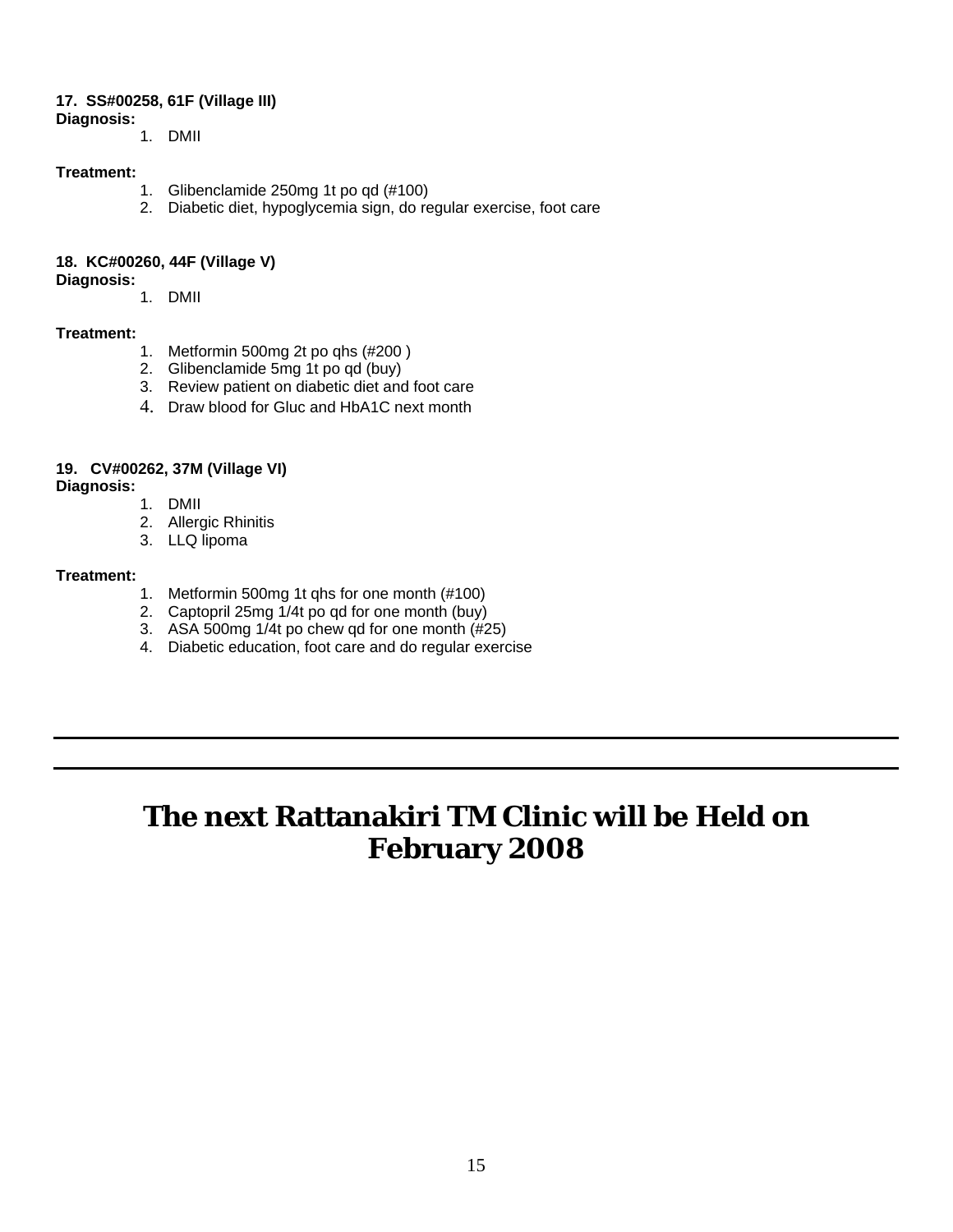**17. SS#00258, 61F (Village III)**

**Diagnosis:**

1. DMII

**Treatment:**

1. Glibenclamide 250mg 1t po qd (#100)
2. Diabetic diet, hypoglycemia sign, do regular exercise, foot care

**18. KC#00260, 44F (Village V)**

**Diagnosis:**

1. DMII

**Treatment:**

1. Metformin 500mg 2t po qhs (#200 )
2. Glibenclamide 5mg 1t po qd (buy)
3. Review patient on diabetic diet and foot care
4. Draw blood for Gluc and HbA1C next month

**19. CV#00262, 37M (Village VI)**

**Diagnosis:**

1. DMII
2. Allergic Rhinitis
3. LLQ lipoma

**Treatment:**

1. Metformin 500mg 1t qhs for one month (#100)
2. Captopril 25mg 1/4t po qd for one month (buy)
3. ASA 500mg 1/4t po chew qd for one month (#25)
4. Diabetic education, foot care and do regular exercise

---

# The next Rattanakiri TM Clinic will be Held on February 2008